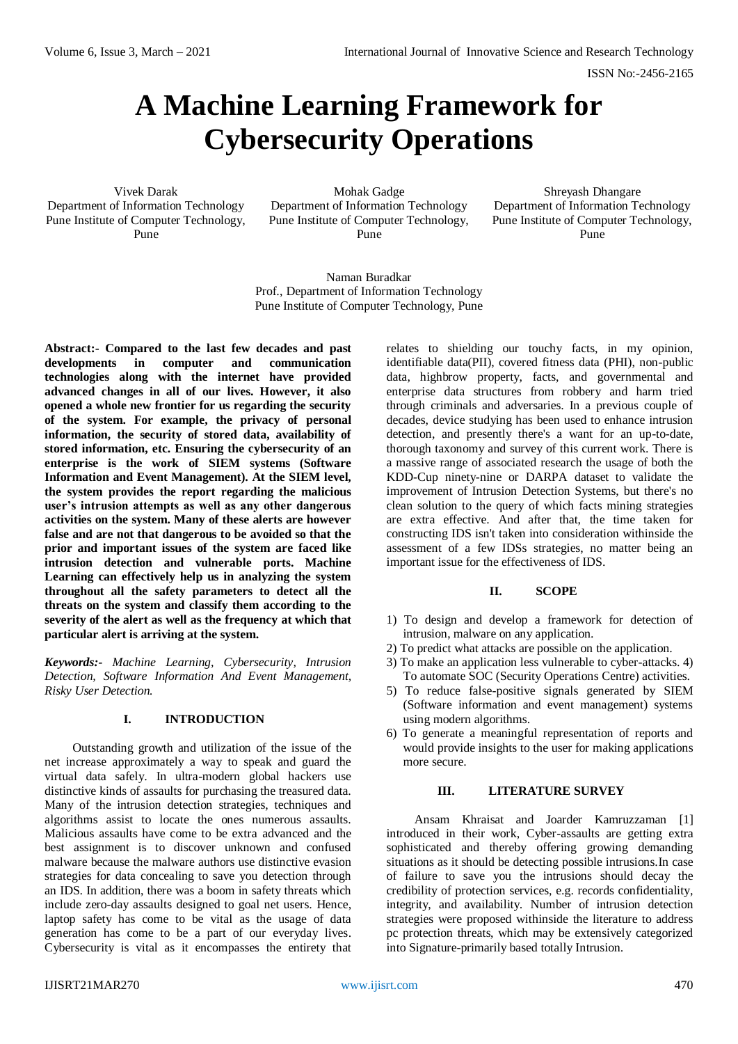# A Machine Learning Framework for Cybersecurity Operations

Vivek Darak
Department of Information Technology
Pune Institute of Computer Technology, Pune

Mohak Gadge
Department of Information Technology
Pune Institute of Computer Technology, Pune

Shreyash Dhangare
Department of Information Technology
Pune Institute of Computer Technology, Pune

Naman Buradkar
Prof., Department of Information Technology
Pune Institute of Computer Technology, Pune

**Abstract:- Compared to the last few decades and past developments in computer and communication technologies along with the internet have provided advanced changes in all of our lives. However, it also opened a whole new frontier for us regarding the security of the system. For example, the privacy of personal information, the security of stored data, availability of stored information, etc. Ensuring the cybersecurity of an enterprise is the work of SIEM systems (Software Information and Event Management). At the SIEM level, the system provides the report regarding the malicious user's intrusion attempts as well as any other dangerous activities on the system. Many of these alerts are however false and are not that dangerous to be avoided so that the prior and important issues of the system are faced like intrusion detection and vulnerable ports. Machine Learning can effectively help us in analyzing the system throughout all the safety parameters to detect all the threats on the system and classify them according to the severity of the alert as well as the frequency at which that particular alert is arriving at the system.**

***Keywords:-** Machine Learning, Cybersecurity, Intrusion Detection, Software Information And Event Management, Risky User Detection.*

## I. INTRODUCTION

Outstanding growth and utilization of the issue of the net increase approximately a way to speak and guard the virtual data safely. In ultra-modern global hackers use distinctive kinds of assaults for purchasing the treasured data. Many of the intrusion detection strategies, techniques and algorithms assist to locate the ones numerous assaults. Malicious assaults have come to be extra advanced and the best assignment is to discover unknown and confused malware because the malware authors use distinctive evasion strategies for data concealing to save you detection through an IDS. In addition, there was a boom in safety threats which include zero-day assaults designed to goal net users. Hence, laptop safety has come to be vital as the usage of data generation has come to be a part of our everyday lives. Cybersecurity is vital as it encompasses the entirety that relates to shielding our touchy facts, in my opinion, identifiable data(PII), covered fitness data (PHI), non-public data, highbrow property, facts, and governmental and enterprise data structures from robbery and harm tried through criminals and adversaries. In a previous couple of decades, device studying has been used to enhance intrusion detection, and presently there's a want for an up-to-date, thorough taxonomy and survey of this current work. There is a massive range of associated research the usage of both the KDD-Cup ninety-nine or DARPA dataset to validate the improvement of Intrusion Detection Systems, but there's no clean solution to the query of which facts mining strategies are extra effective. And after that, the time taken for constructing IDS isn't taken into consideration withinside the assessment of a few IDSs strategies, no matter being an important issue for the effectiveness of IDS.

## II. SCOPE

1) To design and develop a framework for detection of intrusion, malware on any application.
2) To predict what attacks are possible on the application.
3) To make an application less vulnerable to cyber-attacks.
4) To automate SOC (Security Operations Centre) activities.
5) To reduce false-positive signals generated by SIEM (Software information and event management) systems using modern algorithms.
6) To generate a meaningful representation of reports and would provide insights to the user for making applications more secure.

## III. LITERATURE SURVEY

Ansam Khraisat and Joarder Kamruzzaman [1] introduced in their work, Cyber-assaults are getting extra sophisticated and thereby offering growing demanding situations as it should be detecting possible intrusions.In case of failure to save you the intrusions should decay the credibility of protection services, e.g. records confidentiality, integrity, and availability. Number of intrusion detection strategies were proposed withinside the literature to address pc protection threats, which may be extensively categorized into Signature-primarily based totally Intrusion.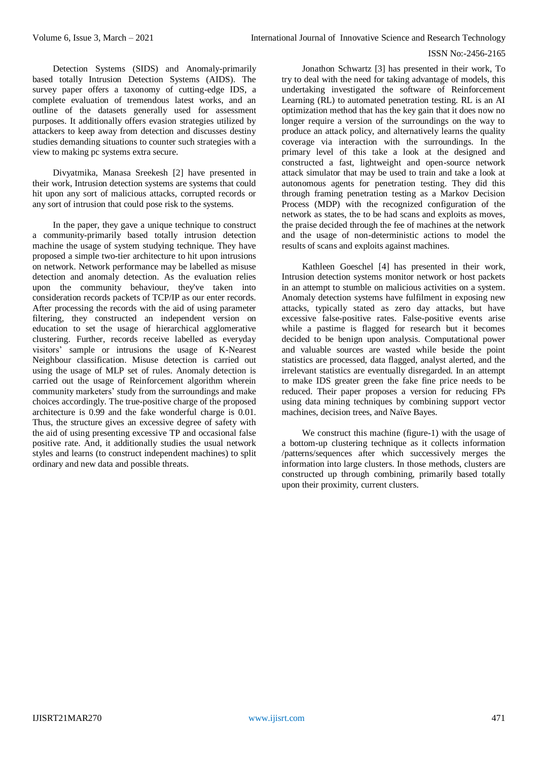Detection Systems (SIDS) and Anomaly-primarily based totally Intrusion Detection Systems (AIDS). The survey paper offers a taxonomy of cutting-edge IDS, a complete evaluation of tremendous latest works, and an outline of the datasets generally used for assessment purposes. It additionally offers evasion strategies utilized by attackers to keep away from detection and discusses destiny studies demanding situations to counter such strategies with a view to making pc systems extra secure.

Divyatmika, Manasa Sreekesh [2] have presented in their work, Intrusion detection systems are systems that could hit upon any sort of malicious attacks, corrupted records or any sort of intrusion that could pose risk to the systems.

In the paper, they gave a unique technique to construct a community-primarily based totally intrusion detection machine the usage of system studying technique. They have proposed a simple two-tier architecture to hit upon intrusions on network. Network performance may be labelled as misuse detection and anomaly detection. As the evaluation relies upon the community behaviour, they've taken into consideration records packets of TCP/IP as our enter records. After processing the records with the aid of using parameter filtering, they constructed an independent version on education to set the usage of hierarchical agglomerative clustering. Further, records receive labelled as everyday visitors' sample or intrusions the usage of K-Nearest Neighbour classification. Misuse detection is carried out using the usage of MLP set of rules. Anomaly detection is carried out the usage of Reinforcement algorithm wherein community marketers' study from the surroundings and make choices accordingly. The true-positive charge of the proposed architecture is 0.99 and the fake wonderful charge is 0.01. Thus, the structure gives an excessive degree of safety with the aid of using presenting excessive TP and occasional false positive rate. And, it additionally studies the usual network styles and learns (to construct independent machines) to split ordinary and new data and possible threats.

Jonathon Schwartz [3] has presented in their work, To try to deal with the need for taking advantage of models, this undertaking investigated the software of Reinforcement Learning (RL) to automated penetration testing. RL is an AI optimization method that has the key gain that it does now no longer require a version of the surroundings on the way to produce an attack policy, and alternatively learns the quality coverage via interaction with the surroundings. In the primary level of this take a look at the designed and constructed a fast, lightweight and open-source network attack simulator that may be used to train and take a look at autonomous agents for penetration testing. They did this through framing penetration testing as a Markov Decision Process (MDP) with the recognized configuration of the network as states, the to be had scans and exploits as moves, the praise decided through the fee of machines at the network and the usage of non-deterministic actions to model the results of scans and exploits against machines.

Kathleen Goeschel [4] has presented in their work, Intrusion detection systems monitor network or host packets in an attempt to stumble on malicious activities on a system. Anomaly detection systems have fulfilment in exposing new attacks, typically stated as zero day attacks, but have excessive false-positive rates. False-positive events arise while a pastime is flagged for research but it becomes decided to be benign upon analysis. Computational power and valuable sources are wasted while beside the point statistics are processed, data flagged, analyst alerted, and the irrelevant statistics are eventually disregarded. In an attempt to make IDS greater green the fake fine price needs to be reduced. Their paper proposes a version for reducing FPs using data mining techniques by combining support vector machines, decision trees, and Naïve Bayes.

We construct this machine (figure-1) with the usage of a bottom-up clustering technique as it collects information /patterns/sequences after which successively merges the information into large clusters. In those methods, clusters are constructed up through combining, primarily based totally upon their proximity, current clusters.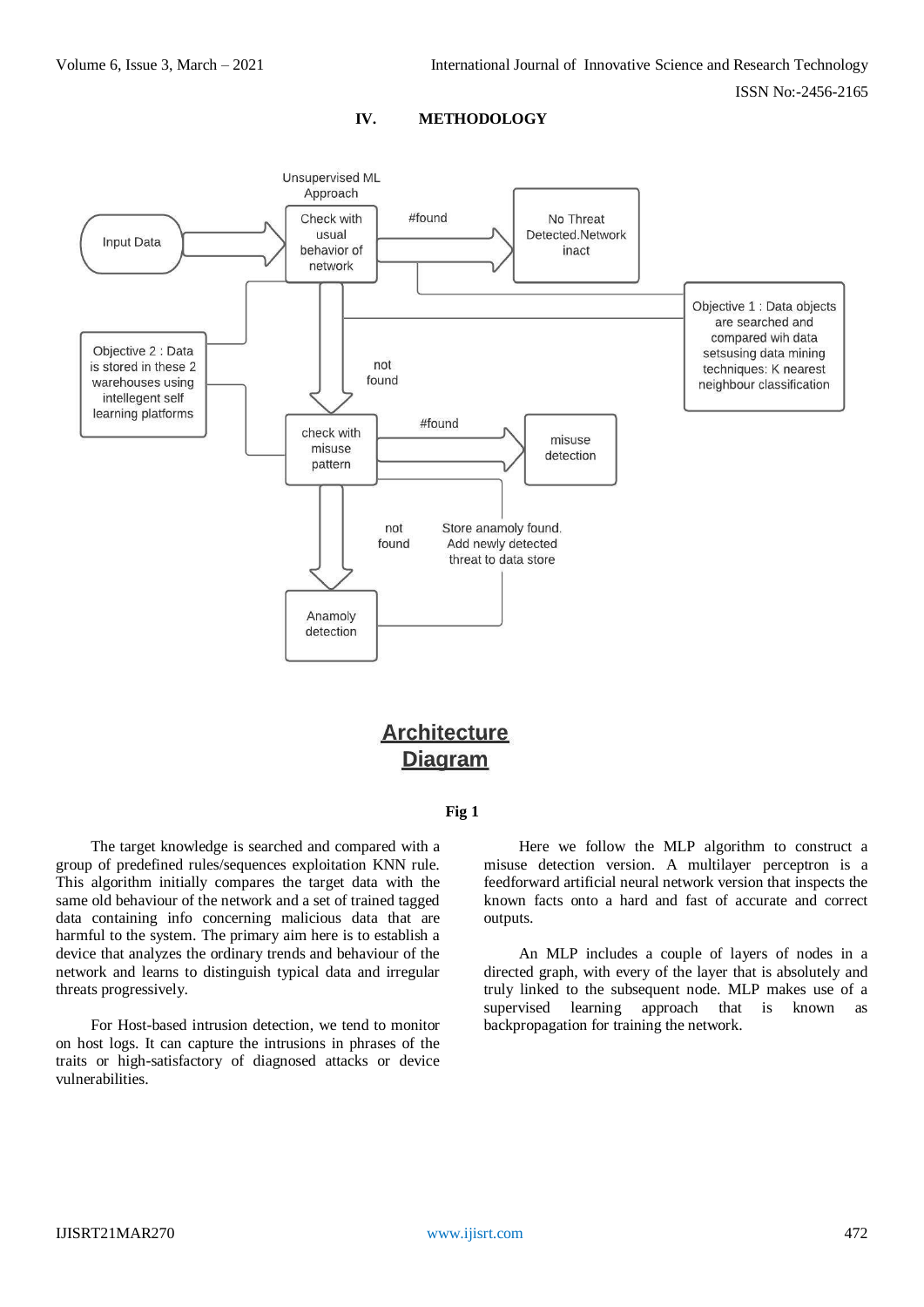## IV. METHODOLOGY

Unsupervised ML Approach

Input Data

Check with usual behavior of network

#found

No Threat Detected.Network inact

Objective 1 : Data objects are searched and compared wih data setsusing data mining techniques: K nearest neighbour classification

Objective 2 : Data is stored in these 2 warehouses using intellegent self learning platforms

not found

check with misuse pattern

#found

misuse detection

not found

Store anamoly found. Add newly detected threat to data store

Anamoly detection

**Architecture Diagram**

**Fig 1**

The target knowledge is searched and compared with a group of predefined rules/sequences exploitation KNN rule. This algorithm initially compares the target data with the same old behaviour of the network and a set of trained tagged data containing info concerning malicious data that are harmful to the system. The primary aim here is to establish a device that analyzes the ordinary trends and behaviour of the network and learns to distinguish typical data and irregular threats progressively.

For Host-based intrusion detection, we tend to monitor on host logs. It can capture the intrusions in phrases of the traits or high-satisfactory of diagnosed attacks or device vulnerabilities.

Here we follow the MLP algorithm to construct a misuse detection version. A multilayer perceptron is a feedforward artificial neural network version that inspects the known facts onto a hard and fast of accurate and correct outputs.

An MLP includes a couple of layers of nodes in a directed graph, with every of the layer that is absolutely and truly linked to the subsequent node. MLP makes use of a supervised learning approach that is known as backpropagation for training the network.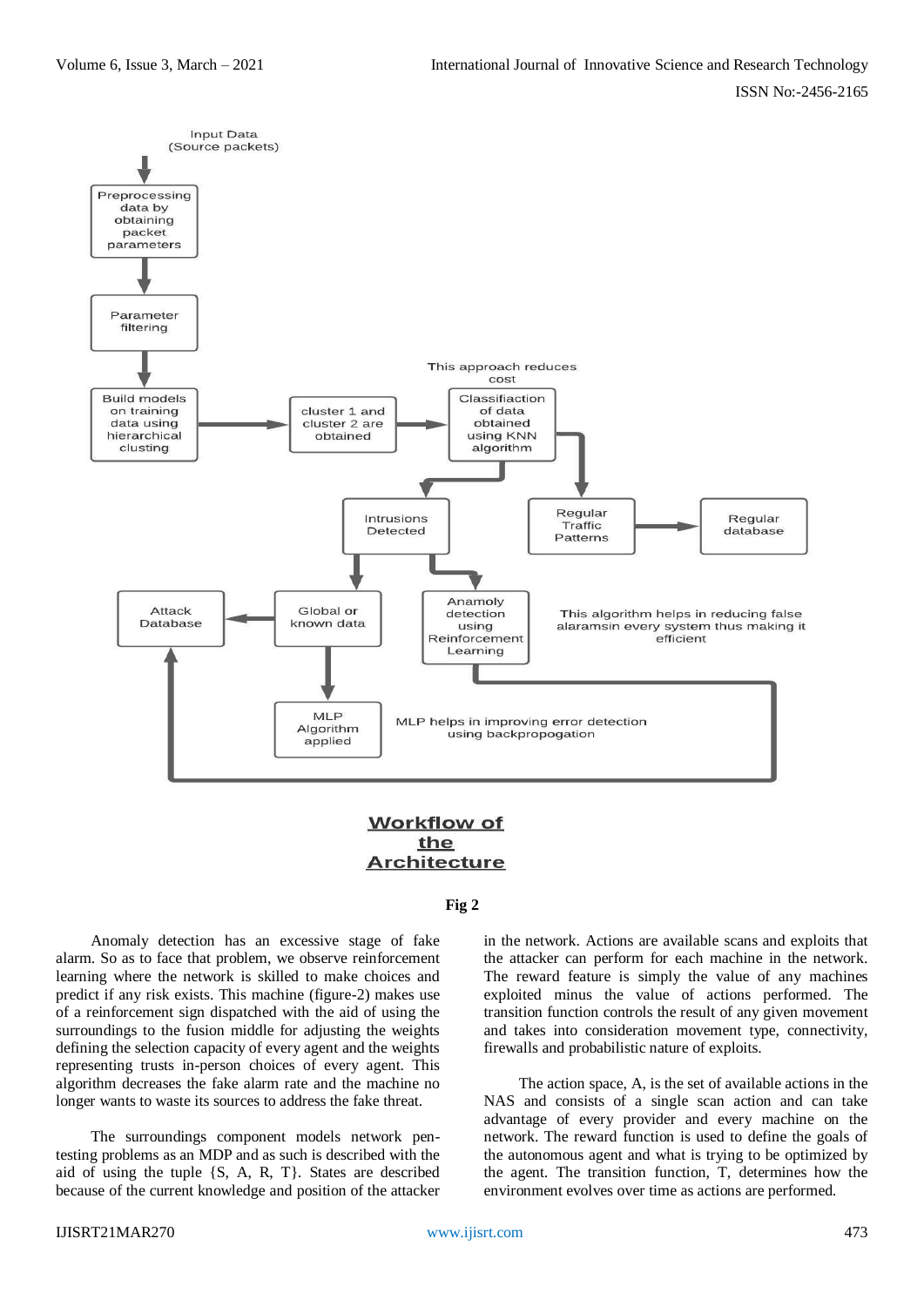**Workflow of the Architecture**

**Fig 2**

Anomaly detection has an excessive stage of fake alarm. So as to face that problem, we observe reinforcement learning where the network is skilled to make choices and predict if any risk exists. This machine (figure-2) makes use of a reinforcement sign dispatched with the aid of using the surroundings to the fusion middle for adjusting the weights defining the selection capacity of every agent and the weights representing trusts in-person choices of every agent. This algorithm decreases the fake alarm rate and the machine no longer wants to waste its sources to address the fake threat.

The surroundings component models network pen-testing problems as an MDP and as such is described with the aid of using the tuple {S, A, R, T}. States are described because of the current knowledge and position of the attacker in the network. Actions are available scans and exploits that the attacker can perform for each machine in the network. The reward feature is simply the value of any machines exploited minus the value of actions performed. The transition function controls the result of any given movement and takes into consideration movement type, connectivity, firewalls and probabilistic nature of exploits.

The action space, A, is the set of available actions in the NAS and consists of a single scan action and can take advantage of every provider and every machine on the network. The reward function is used to define the goals of the autonomous agent and what is trying to be optimized by the agent. The transition function, T, determines how the environment evolves over time as actions are performed.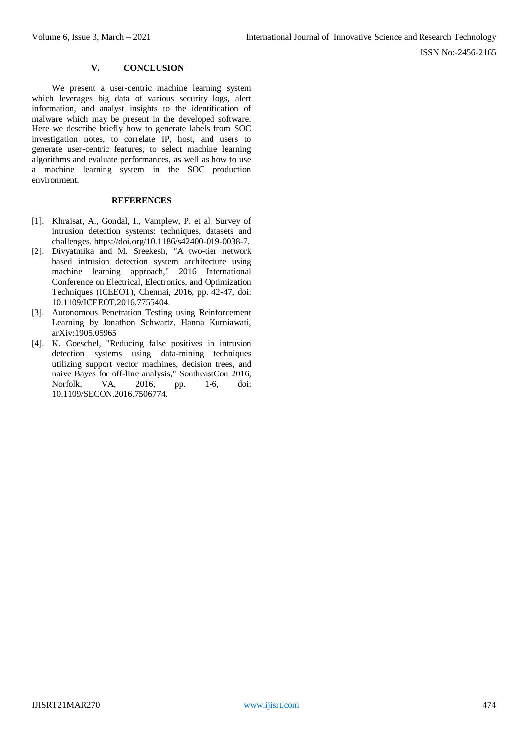## V. CONCLUSION

We present a user-centric machine learning system which leverages big data of various security logs, alert information, and analyst insights to the identification of malware which may be present in the developed software. Here we describe briefly how to generate labels from SOC investigation notes, to correlate IP, host, and users to generate user-centric features, to select machine learning algorithms and evaluate performances, as well as how to use a machine learning system in the SOC production environment.

## REFERENCES

- [1]. Khraisat, A., Gondal, I., Vamplew, P. et al. Survey of intrusion detection systems: techniques, datasets and challenges. https://doi.org/10.1186/s42400-019-0038-7.
- [2]. Divyatmika and M. Sreekesh, "A two-tier network based intrusion detection system architecture using machine learning approach," 2016 International Conference on Electrical, Electronics, and Optimization Techniques (ICEEOT), Chennai, 2016, pp. 42-47, doi: 10.1109/ICEEOT.2016.7755404.
- [3]. Autonomous Penetration Testing using Reinforcement Learning by Jonathon Schwartz, Hanna Kurniawati, arXiv:1905.05965
- [4]. K. Goeschel, "Reducing false positives in intrusion detection systems using data-mining techniques utilizing support vector machines, decision trees, and naive Bayes for off-line analysis," SoutheastCon 2016, Norfolk, VA, 2016, pp. 1-6, doi: 10.1109/SECON.2016.7506774.